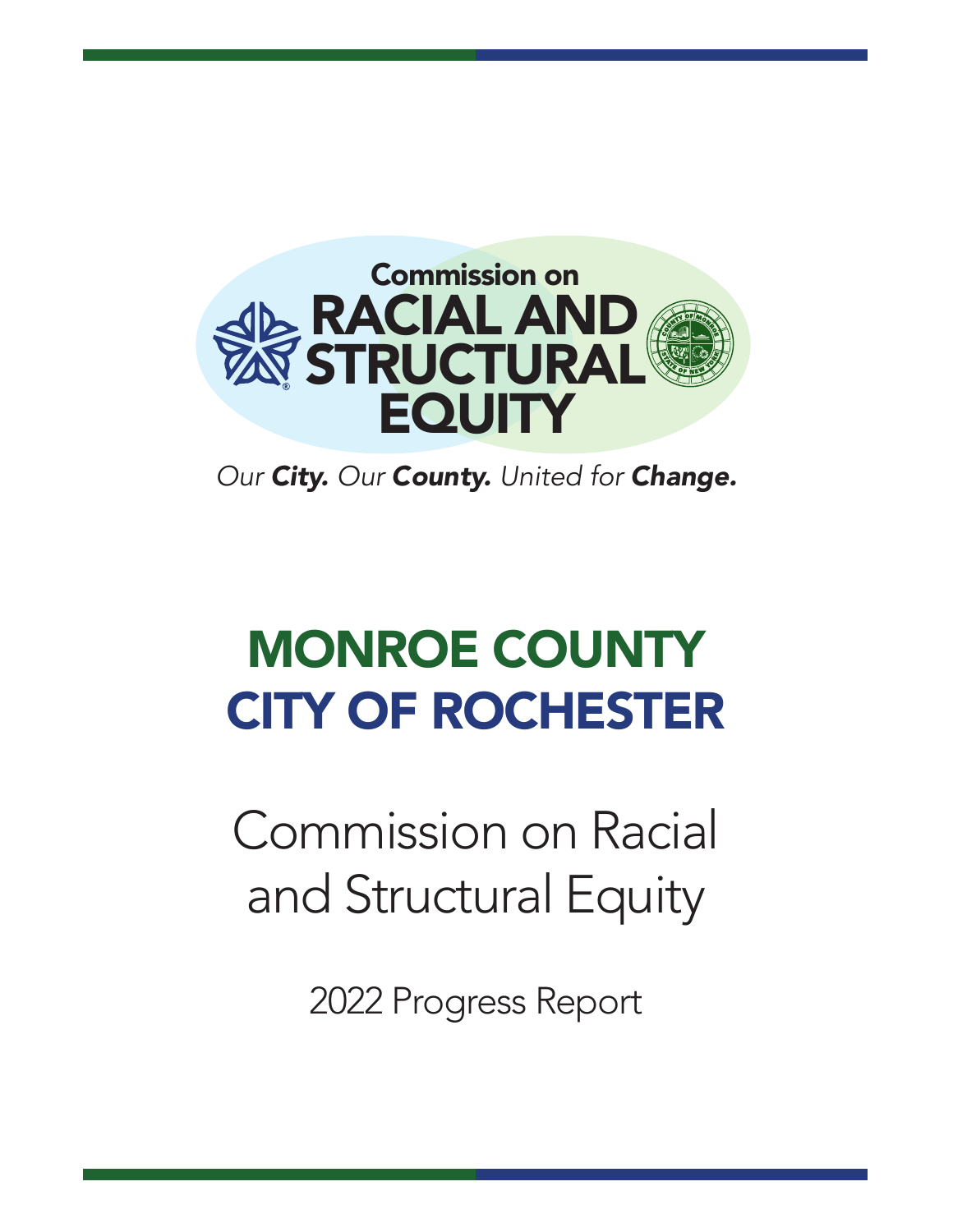Commission on
RACIAL AND STRUCTURAL EQUITY

*Our **City.** Our **County.** United for **Change.***

# MONROE COUNTY
# CITY OF ROCHESTER

## Commission on Racial and Structural Equity

2022 Progress Report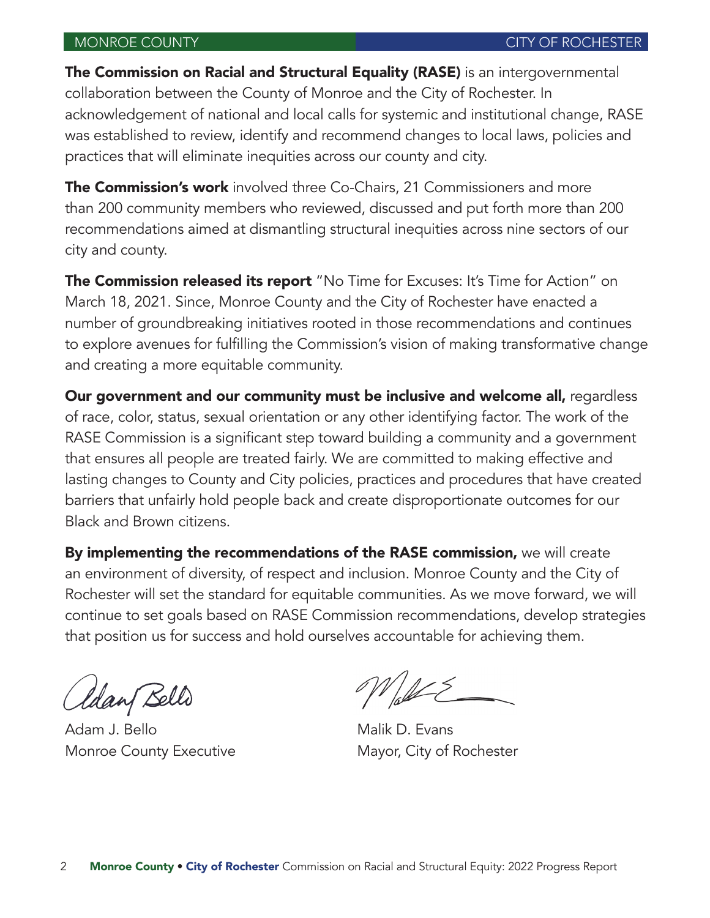**The Commission on Racial and Structural Equality (RASE)** is an intergovernmental collaboration between the County of Monroe and the City of Rochester. In acknowledgement of national and local calls for systemic and institutional change, RASE was established to review, identify and recommend changes to local laws, policies and practices that will eliminate inequities across our county and city.

**The Commission's work** involved three Co-Chairs, 21 Commissioners and more than 200 community members who reviewed, discussed and put forth more than 200 recommendations aimed at dismantling structural inequities across nine sectors of our city and county.

**The Commission released its report** "No Time for Excuses: It's Time for Action" on March 18, 2021. Since, Monroe County and the City of Rochester have enacted a number of groundbreaking initiatives rooted in those recommendations and continues to explore avenues for fulfilling the Commission's vision of making transformative change and creating a more equitable community.

**Our government and our community must be inclusive and welcome all,** regardless of race, color, status, sexual orientation or any other identifying factor. The work of the RASE Commission is a significant step toward building a community and a government that ensures all people are treated fairly. We are committed to making effective and lasting changes to County and City policies, practices and procedures that have created barriers that unfairly hold people back and create disproportionate outcomes for our Black and Brown citizens.

**By implementing the recommendations of the RASE commission,** we will create an environment of diversity, of respect and inclusion. Monroe County and the City of Rochester will set the standard for equitable communities. As we move forward, we will continue to set goals based on RASE Commission recommendations, develop strategies that position us for success and hold ourselves accountable for achieving them.

Adam J. Bello
Monroe County Executive

Malik D. Evans
Mayor, City of Rochester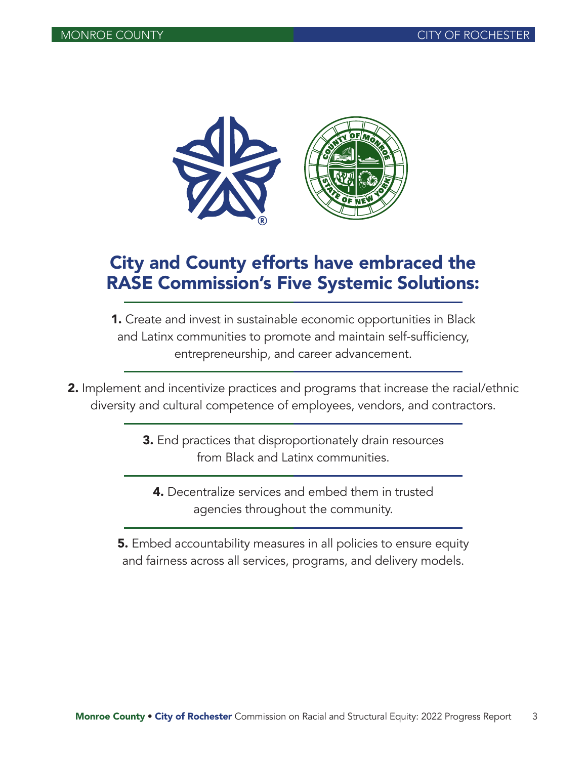# City and County efforts have embraced the RASE Commission's Five Systemic Solutions:

**1.** Create and invest in sustainable economic opportunities in Black and Latinx communities to promote and maintain self-sufficiency, entrepreneurship, and career advancement.

**2.** Implement and incentivize practices and programs that increase the racial/ethnic diversity and cultural competence of employees, vendors, and contractors.

**3.** End practices that disproportionately drain resources from Black and Latinx communities.

**4.** Decentralize services and embed them in trusted agencies throughout the community.

**5.** Embed accountability measures in all policies to ensure equity and fairness across all services, programs, and delivery models.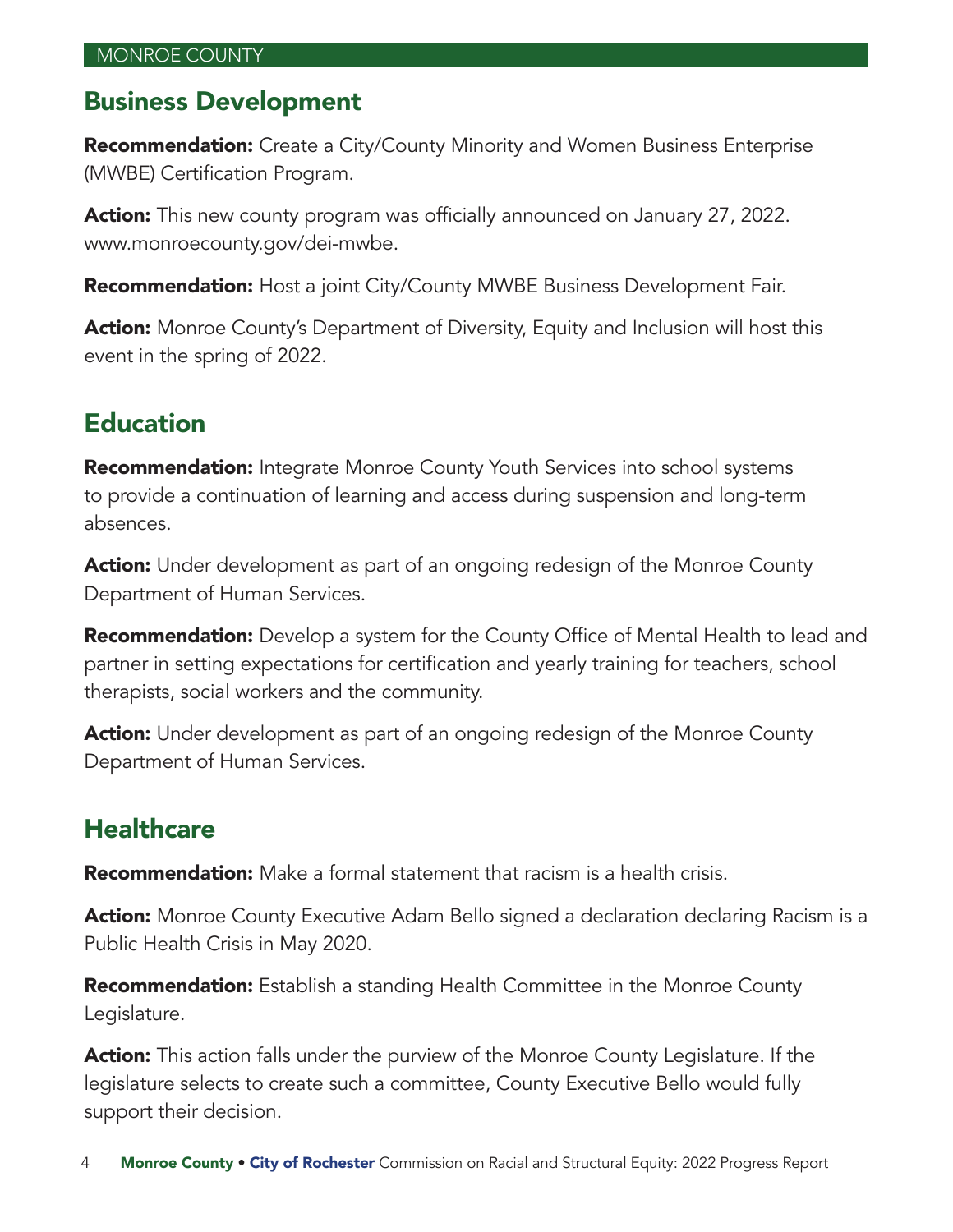MONROE COUNTY

## Business Development

**Recommendation:** Create a City/County Minority and Women Business Enterprise (MWBE) Certification Program.

**Action:** This new county program was officially announced on January 27, 2022. www.monroecounty.gov/dei-mwbe.

**Recommendation:** Host a joint City/County MWBE Business Development Fair.

**Action:** Monroe County's Department of Diversity, Equity and Inclusion will host this event in the spring of 2022.

## Education

**Recommendation:** Integrate Monroe County Youth Services into school systems to provide a continuation of learning and access during suspension and long-term absences.

**Action:** Under development as part of an ongoing redesign of the Monroe County Department of Human Services.

**Recommendation:** Develop a system for the County Office of Mental Health to lead and partner in setting expectations for certification and yearly training for teachers, school therapists, social workers and the community.

**Action:** Under development as part of an ongoing redesign of the Monroe County Department of Human Services.

## Healthcare

**Recommendation:** Make a formal statement that racism is a health crisis.

**Action:** Monroe County Executive Adam Bello signed a declaration declaring Racism is a Public Health Crisis in May 2020.

**Recommendation:** Establish a standing Health Committee in the Monroe County Legislature.

**Action:** This action falls under the purview of the Monroe County Legislature. If the legislature selects to create such a committee, County Executive Bello would fully support their decision.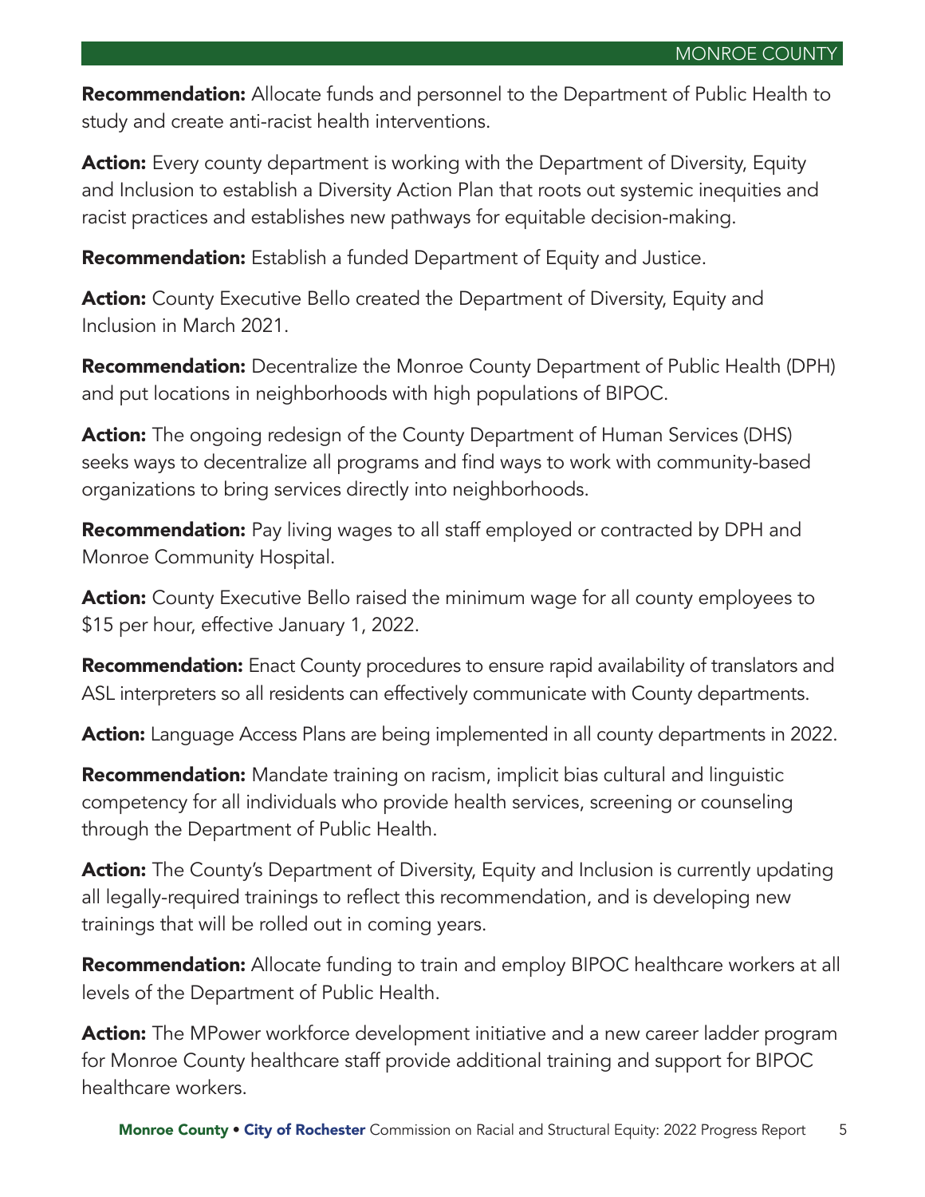**Recommendation:** Allocate funds and personnel to the Department of Public Health to study and create anti-racist health interventions.

**Action:** Every county department is working with the Department of Diversity, Equity and Inclusion to establish a Diversity Action Plan that roots out systemic inequities and racist practices and establishes new pathways for equitable decision-making.

**Recommendation:** Establish a funded Department of Equity and Justice.

**Action:** County Executive Bello created the Department of Diversity, Equity and Inclusion in March 2021.

**Recommendation:** Decentralize the Monroe County Department of Public Health (DPH) and put locations in neighborhoods with high populations of BIPOC.

**Action:** The ongoing redesign of the County Department of Human Services (DHS) seeks ways to decentralize all programs and find ways to work with community-based organizations to bring services directly into neighborhoods.

**Recommendation:** Pay living wages to all staff employed or contracted by DPH and Monroe Community Hospital.

**Action:** County Executive Bello raised the minimum wage for all county employees to $15 per hour, effective January 1, 2022.

**Recommendation:** Enact County procedures to ensure rapid availability of translators and ASL interpreters so all residents can effectively communicate with County departments.

**Action:** Language Access Plans are being implemented in all county departments in 2022.

**Recommendation:** Mandate training on racism, implicit bias cultural and linguistic competency for all individuals who provide health services, screening or counseling through the Department of Public Health.

**Action:** The County's Department of Diversity, Equity and Inclusion is currently updating all legally-required trainings to reflect this recommendation, and is developing new trainings that will be rolled out in coming years.

**Recommendation:** Allocate funding to train and employ BIPOC healthcare workers at all levels of the Department of Public Health.

**Action:** The MPower workforce development initiative and a new career ladder program for Monroe County healthcare staff provide additional training and support for BIPOC healthcare workers.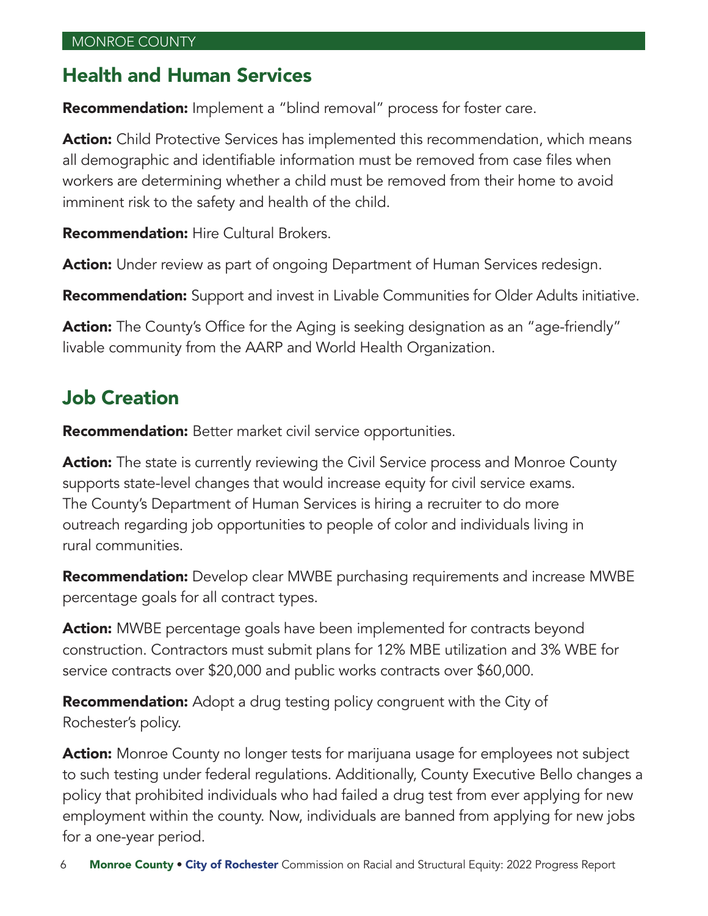## Health and Human Services

**Recommendation:** Implement a "blind removal" process for foster care.

**Action:** Child Protective Services has implemented this recommendation, which means all demographic and identifiable information must be removed from case files when workers are determining whether a child must be removed from their home to avoid imminent risk to the safety and health of the child.

**Recommendation:** Hire Cultural Brokers.

**Action:** Under review as part of ongoing Department of Human Services redesign.

**Recommendation:** Support and invest in Livable Communities for Older Adults initiative.

**Action:** The County's Office for the Aging is seeking designation as an "age-friendly" livable community from the AARP and World Health Organization.

## Job Creation

**Recommendation:** Better market civil service opportunities.

**Action:** The state is currently reviewing the Civil Service process and Monroe County supports state-level changes that would increase equity for civil service exams. The County's Department of Human Services is hiring a recruiter to do more outreach regarding job opportunities to people of color and individuals living in rural communities.

**Recommendation:** Develop clear MWBE purchasing requirements and increase MWBE percentage goals for all contract types.

**Action:** MWBE percentage goals have been implemented for contracts beyond construction. Contractors must submit plans for 12% MBE utilization and 3% WBE for service contracts over $20,000 and public works contracts over $60,000.

**Recommendation:** Adopt a drug testing policy congruent with the City of Rochester's policy.

**Action:** Monroe County no longer tests for marijuana usage for employees not subject to such testing under federal regulations. Additionally, County Executive Bello changes a policy that prohibited individuals who had failed a drug test from ever applying for new employment within the county. Now, individuals are banned from applying for new jobs for a one-year period.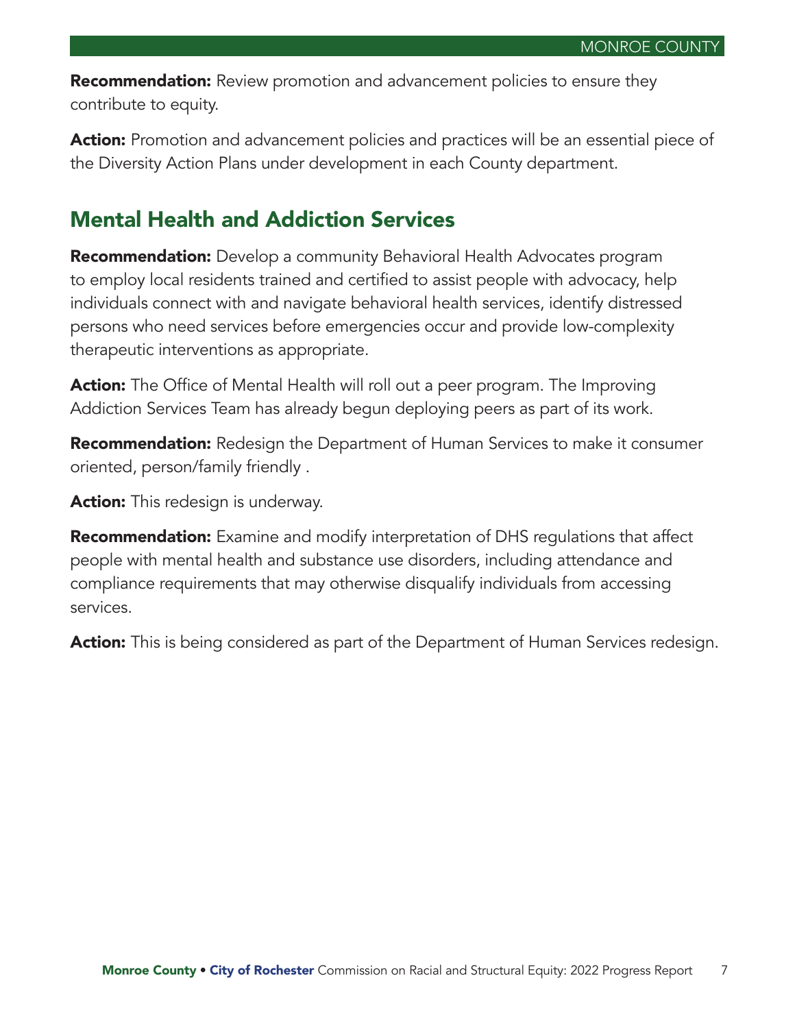**Recommendation:** Review promotion and advancement policies to ensure they contribute to equity.

**Action:** Promotion and advancement policies and practices will be an essential piece of the Diversity Action Plans under development in each County department.

## Mental Health and Addiction Services

**Recommendation:** Develop a community Behavioral Health Advocates program to employ local residents trained and certified to assist people with advocacy, help individuals connect with and navigate behavioral health services, identify distressed persons who need services before emergencies occur and provide low-complexity therapeutic interventions as appropriate.

**Action:** The Office of Mental Health will roll out a peer program. The Improving Addiction Services Team has already begun deploying peers as part of its work.

**Recommendation:** Redesign the Department of Human Services to make it consumer oriented, person/family friendly .

**Action:** This redesign is underway.

**Recommendation:** Examine and modify interpretation of DHS regulations that affect people with mental health and substance use disorders, including attendance and compliance requirements that may otherwise disqualify individuals from accessing services.

**Action:** This is being considered as part of the Department of Human Services redesign.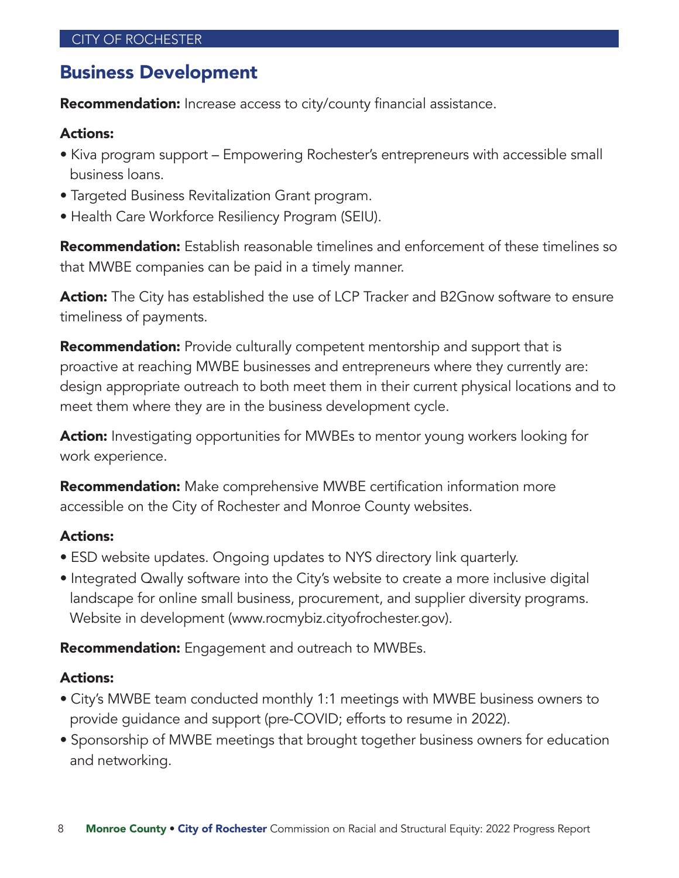## Business Development

**Recommendation:** Increase access to city/county financial assistance.

**Actions:**

- Kiva program support – Empowering Rochester's entrepreneurs with accessible small business loans.
- Targeted Business Revitalization Grant program.
- Health Care Workforce Resiliency Program (SEIU).

**Recommendation:** Establish reasonable timelines and enforcement of these timelines so that MWBE companies can be paid in a timely manner.

**Action:** The City has established the use of LCP Tracker and B2Gnow software to ensure timeliness of payments.

**Recommendation:** Provide culturally competent mentorship and support that is proactive at reaching MWBE businesses and entrepreneurs where they currently are: design appropriate outreach to both meet them in their current physical locations and to meet them where they are in the business development cycle.

**Action:** Investigating opportunities for MWBEs to mentor young workers looking for work experience.

**Recommendation:** Make comprehensive MWBE certification information more accessible on the City of Rochester and Monroe County websites.

**Actions:**

- ESD website updates. Ongoing updates to NYS directory link quarterly.
- Integrated Qwally software into the City's website to create a more inclusive digital landscape for online small business, procurement, and supplier diversity programs. Website in development (www.rocmybiz.cityofrochester.gov).

**Recommendation:** Engagement and outreach to MWBEs.

**Actions:**

- City's MWBE team conducted monthly 1:1 meetings with MWBE business owners to provide guidance and support (pre-COVID; efforts to resume in 2022).
- Sponsorship of MWBE meetings that brought together business owners for education and networking.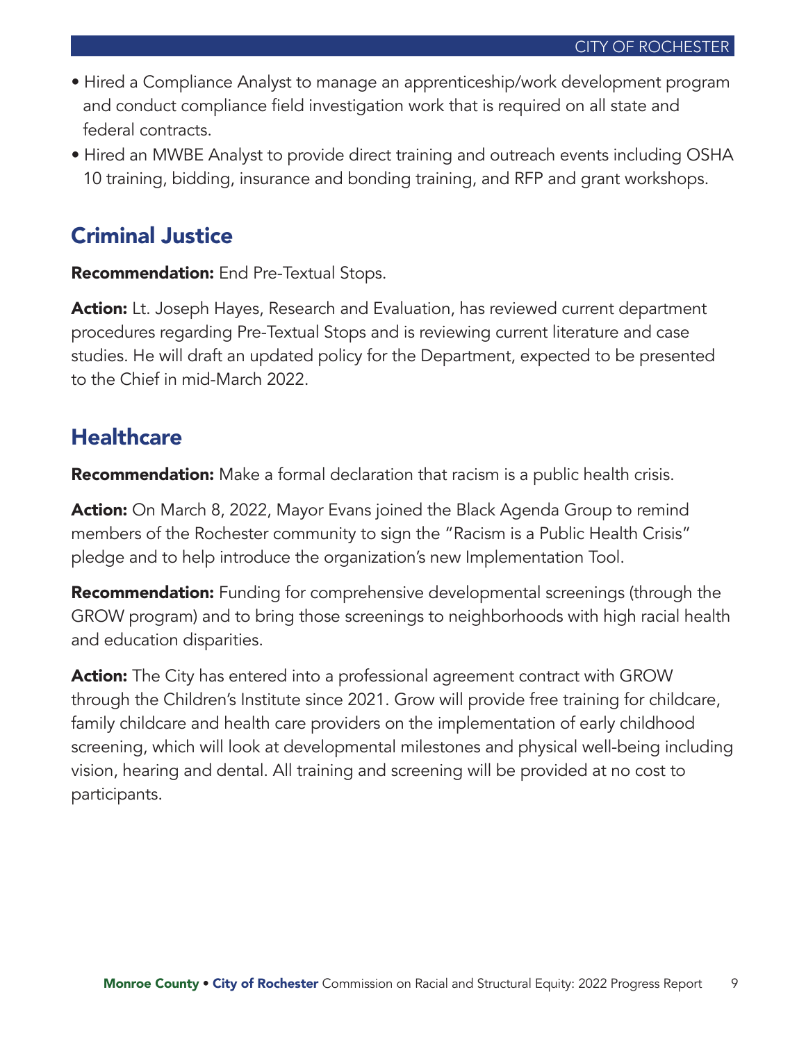- Hired a Compliance Analyst to manage an apprenticeship/work development program and conduct compliance field investigation work that is required on all state and federal contracts.
- Hired an MWBE Analyst to provide direct training and outreach events including OSHA 10 training, bidding, insurance and bonding training, and RFP and grant workshops.

## Criminal Justice

**Recommendation:** End Pre-Textual Stops.

**Action:** Lt. Joseph Hayes, Research and Evaluation, has reviewed current department procedures regarding Pre-Textual Stops and is reviewing current literature and case studies. He will draft an updated policy for the Department, expected to be presented to the Chief in mid-March 2022.

## Healthcare

**Recommendation:** Make a formal declaration that racism is a public health crisis.

**Action:** On March 8, 2022, Mayor Evans joined the Black Agenda Group to remind members of the Rochester community to sign the "Racism is a Public Health Crisis" pledge and to help introduce the organization's new Implementation Tool.

**Recommendation:** Funding for comprehensive developmental screenings (through the GROW program) and to bring those screenings to neighborhoods with high racial health and education disparities.

**Action:** The City has entered into a professional agreement contract with GROW through the Children's Institute since 2021. Grow will provide free training for childcare, family childcare and health care providers on the implementation of early childhood screening, which will look at developmental milestones and physical well-being including vision, hearing and dental. All training and screening will be provided at no cost to participants.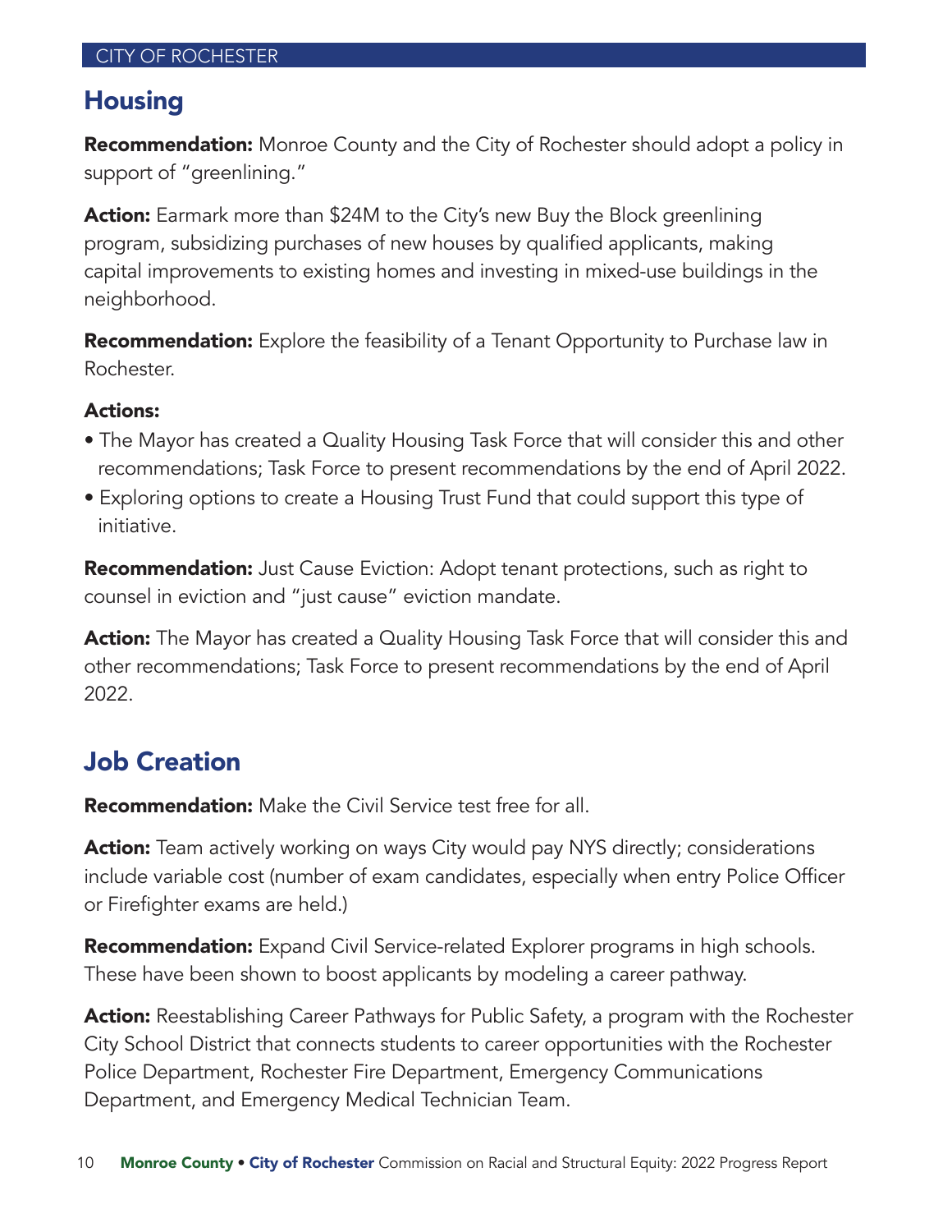## Housing

**Recommendation:** Monroe County and the City of Rochester should adopt a policy in support of "greenlining."

**Action:** Earmark more than $24M to the City's new Buy the Block greenlining program, subsidizing purchases of new houses by qualified applicants, making capital improvements to existing homes and investing in mixed-use buildings in the neighborhood.

**Recommendation:** Explore the feasibility of a Tenant Opportunity to Purchase law in Rochester.

**Actions:**

- The Mayor has created a Quality Housing Task Force that will consider this and other recommendations; Task Force to present recommendations by the end of April 2022.
- Exploring options to create a Housing Trust Fund that could support this type of initiative.

**Recommendation:** Just Cause Eviction: Adopt tenant protections, such as right to counsel in eviction and "just cause" eviction mandate.

**Action:** The Mayor has created a Quality Housing Task Force that will consider this and other recommendations; Task Force to present recommendations by the end of April 2022.

## Job Creation

**Recommendation:** Make the Civil Service test free for all.

**Action:** Team actively working on ways City would pay NYS directly; considerations include variable cost (number of exam candidates, especially when entry Police Officer or Firefighter exams are held.)

**Recommendation:** Expand Civil Service-related Explorer programs in high schools. These have been shown to boost applicants by modeling a career pathway.

**Action:** Reestablishing Career Pathways for Public Safety, a program with the Rochester City School District that connects students to career opportunities with the Rochester Police Department, Rochester Fire Department, Emergency Communications Department, and Emergency Medical Technician Team.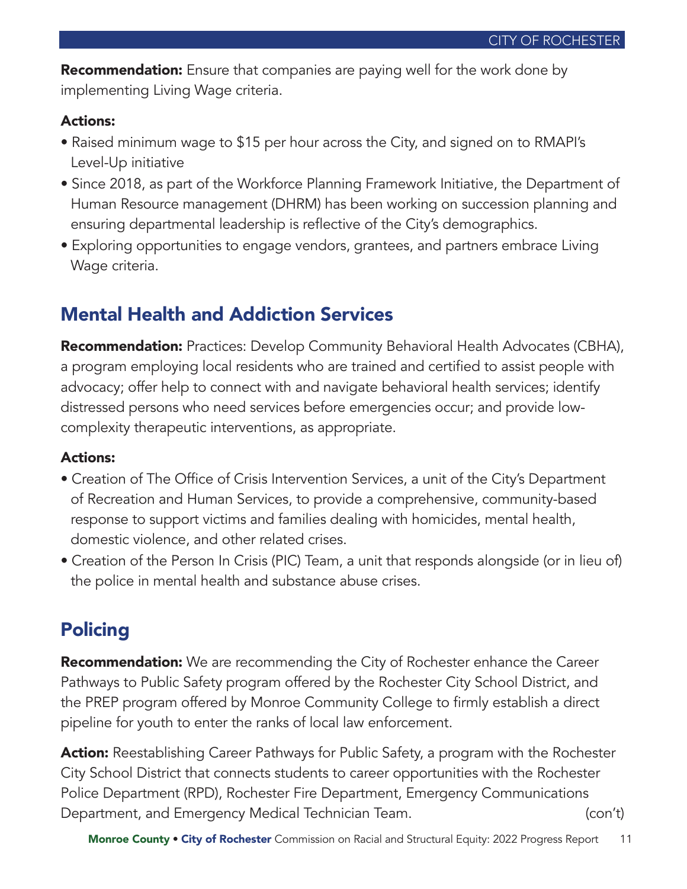**Recommendation:** Ensure that companies are paying well for the work done by implementing Living Wage criteria.

**Actions:**

- Raised minimum wage to $15 per hour across the City, and signed on to RMAPI's Level-Up initiative
- Since 2018, as part of the Workforce Planning Framework Initiative, the Department of Human Resource management (DHRM) has been working on succession planning and ensuring departmental leadership is reflective of the City's demographics.
- Exploring opportunities to engage vendors, grantees, and partners embrace Living Wage criteria.

## Mental Health and Addiction Services

**Recommendation:** Practices: Develop Community Behavioral Health Advocates (CBHA), a program employing local residents who are trained and certified to assist people with advocacy; offer help to connect with and navigate behavioral health services; identify distressed persons who need services before emergencies occur; and provide low-complexity therapeutic interventions, as appropriate.

**Actions:**

- Creation of The Office of Crisis Intervention Services, a unit of the City's Department of Recreation and Human Services, to provide a comprehensive, community-based response to support victims and families dealing with homicides, mental health, domestic violence, and other related crises.
- Creation of the Person In Crisis (PIC) Team, a unit that responds alongside (or in lieu of) the police in mental health and substance abuse crises.

## Policing

**Recommendation:** We are recommending the City of Rochester enhance the Career Pathways to Public Safety program offered by the Rochester City School District, and the PREP program offered by Monroe Community College to firmly establish a direct pipeline for youth to enter the ranks of local law enforcement.

**Action:** Reestablishing Career Pathways for Public Safety, a program with the Rochester City School District that connects students to career opportunities with the Rochester Police Department (RPD), Rochester Fire Department, Emergency Communications Department, and Emergency Medical Technician Team. (con't)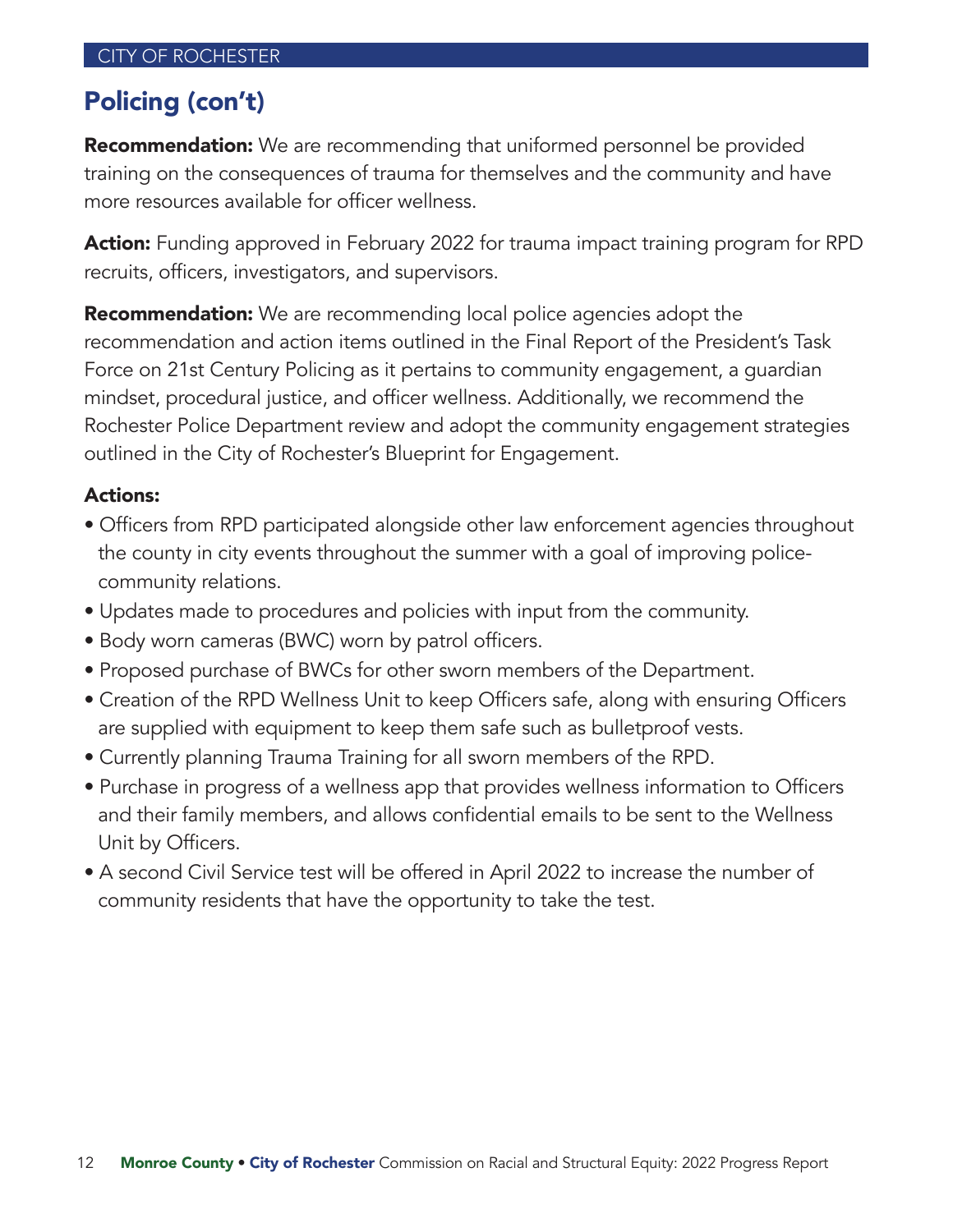## Policing (con't)

**Recommendation:** We are recommending that uniformed personnel be provided training on the consequences of trauma for themselves and the community and have more resources available for officer wellness.

**Action:** Funding approved in February 2022 for trauma impact training program for RPD recruits, officers, investigators, and supervisors.

**Recommendation:** We are recommending local police agencies adopt the recommendation and action items outlined in the Final Report of the President's Task Force on 21st Century Policing as it pertains to community engagement, a guardian mindset, procedural justice, and officer wellness. Additionally, we recommend the Rochester Police Department review and adopt the community engagement strategies outlined in the City of Rochester's Blueprint for Engagement.

### Actions:

- Officers from RPD participated alongside other law enforcement agencies throughout the county in city events throughout the summer with a goal of improving police-community relations.
- Updates made to procedures and policies with input from the community.
- Body worn cameras (BWC) worn by patrol officers.
- Proposed purchase of BWCs for other sworn members of the Department.
- Creation of the RPD Wellness Unit to keep Officers safe, along with ensuring Officers are supplied with equipment to keep them safe such as bulletproof vests.
- Currently planning Trauma Training for all sworn members of the RPD.
- Purchase in progress of a wellness app that provides wellness information to Officers and their family members, and allows confidential emails to be sent to the Wellness Unit by Officers.
- A second Civil Service test will be offered in April 2022 to increase the number of community residents that have the opportunity to take the test.